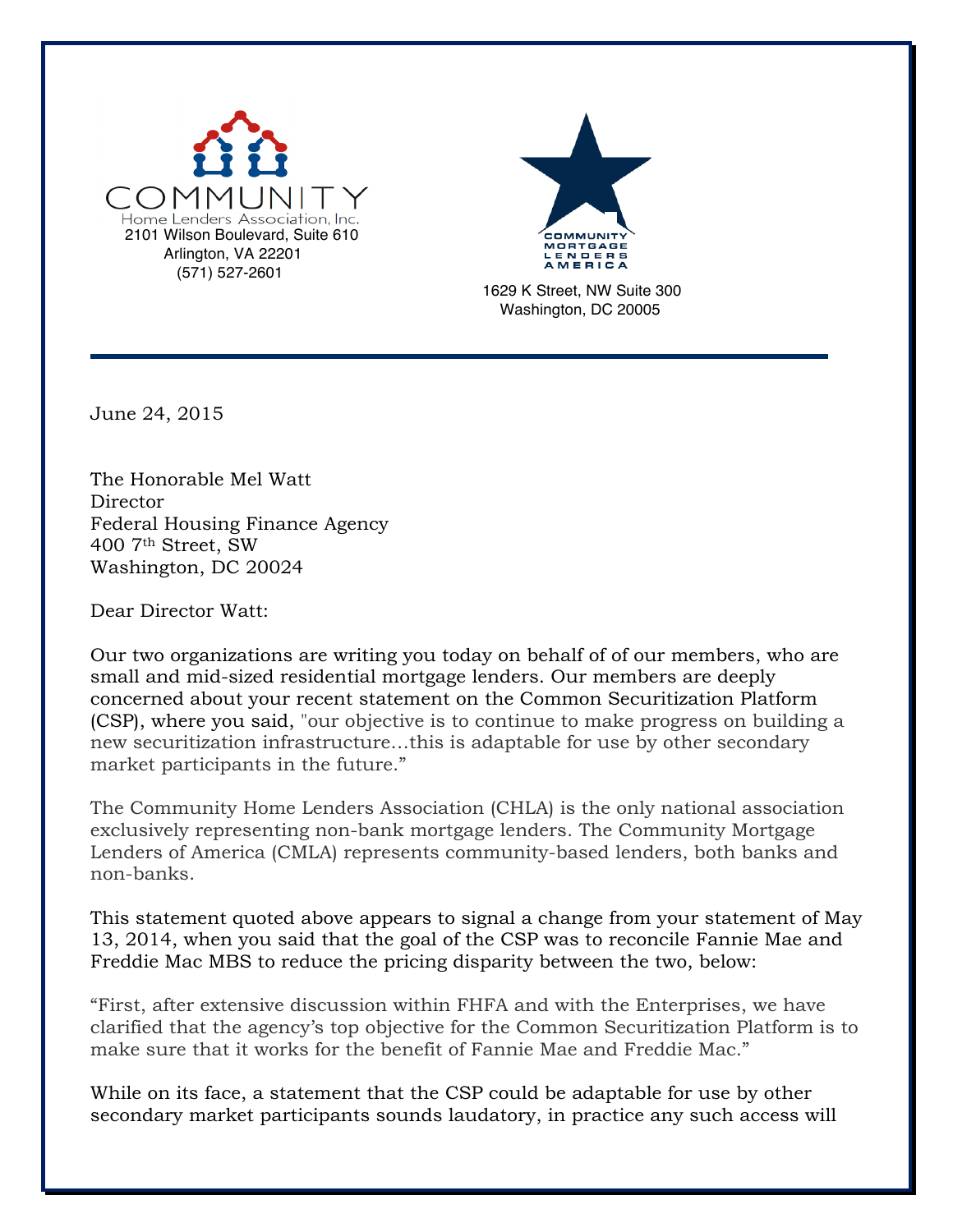COMMUNITY
Home Lenders Association, Inc.
2101 Wilson Boulevard, Suite 610
Arlington, VA 22201
(571) 527-2601

COMMUNITY MORTGAGE LENDERS AMERICA
1629 K Street, NW Suite 300
Washington, DC 20005

---

June 24, 2015

The Honorable Mel Watt
Director
Federal Housing Finance Agency
400 7th Street, SW
Washington, DC 20024

Dear Director Watt:

Our two organizations are writing you today on behalf of of our members, who are small and mid-sized residential mortgage lenders. Our members are deeply concerned about your recent statement on the Common Securitization Platform (CSP), where you said, "our objective is to continue to make progress on building a new securitization infrastructure…this is adaptable for use by other secondary market participants in the future."

The Community Home Lenders Association (CHLA) is the only national association exclusively representing non-bank mortgage lenders. The Community Mortgage Lenders of America (CMLA) represents community-based lenders, both banks and non-banks.

This statement quoted above appears to signal a change from your statement of May 13, 2014, when you said that the goal of the CSP was to reconcile Fannie Mae and Freddie Mac MBS to reduce the pricing disparity between the two, below:

"First, after extensive discussion within FHFA and with the Enterprises, we have clarified that the agency's top objective for the Common Securitization Platform is to make sure that it works for the benefit of Fannie Mae and Freddie Mac."

While on its face, a statement that the CSP could be adaptable for use by other secondary market participants sounds laudatory, in practice any such access will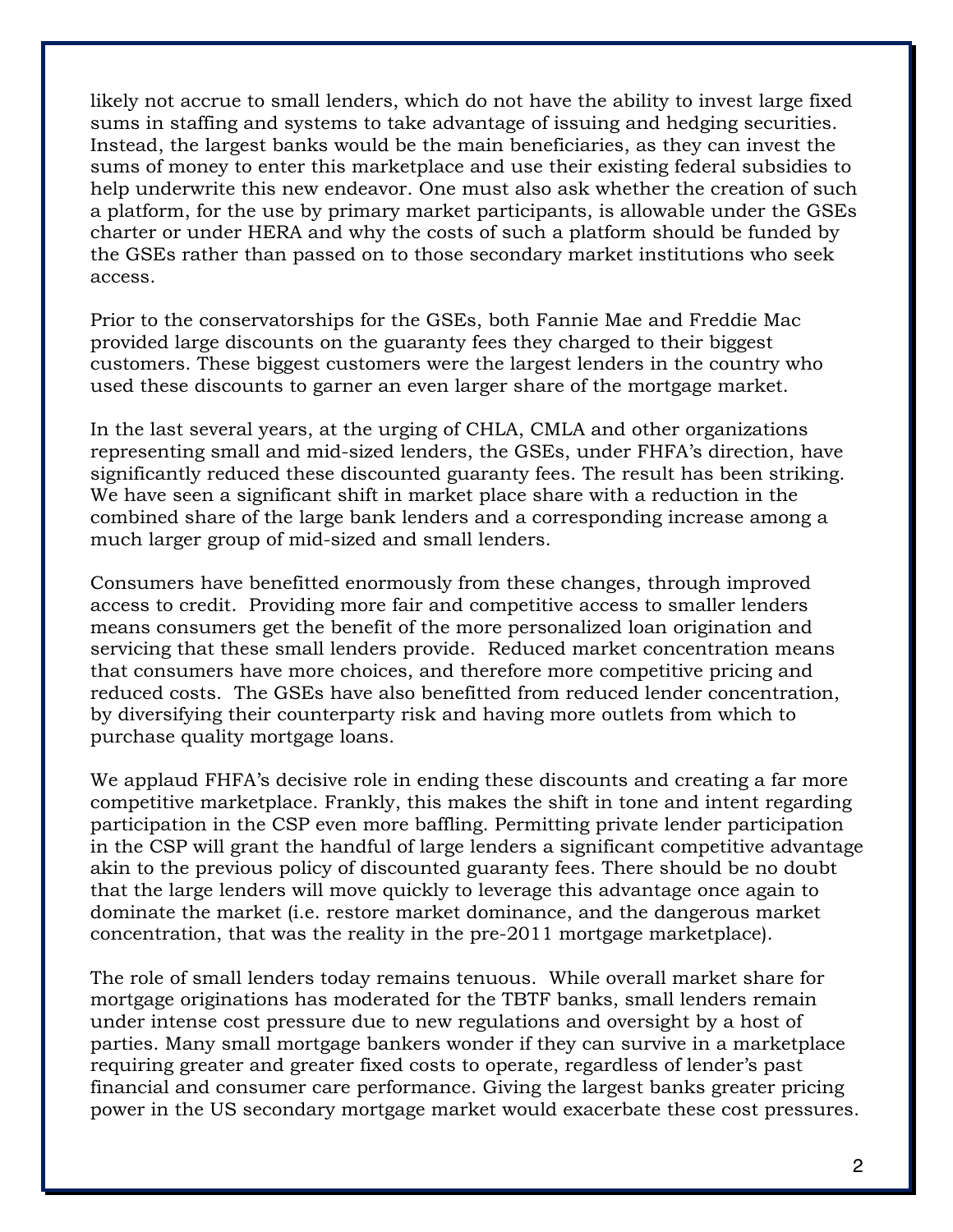likely not accrue to small lenders, which do not have the ability to invest large fixed sums in staffing and systems to take advantage of issuing and hedging securities. Instead, the largest banks would be the main beneficiaries, as they can invest the sums of money to enter this marketplace and use their existing federal subsidies to help underwrite this new endeavor. One must also ask whether the creation of such a platform, for the use by primary market participants, is allowable under the GSEs charter or under HERA and why the costs of such a platform should be funded by the GSEs rather than passed on to those secondary market institutions who seek access.

Prior to the conservatorships for the GSEs, both Fannie Mae and Freddie Mac provided large discounts on the guaranty fees they charged to their biggest customers. These biggest customers were the largest lenders in the country who used these discounts to garner an even larger share of the mortgage market.

In the last several years, at the urging of CHLA, CMLA and other organizations representing small and mid-sized lenders, the GSEs, under FHFA's direction, have significantly reduced these discounted guaranty fees. The result has been striking. We have seen a significant shift in market place share with a reduction in the combined share of the large bank lenders and a corresponding increase among a much larger group of mid-sized and small lenders.

Consumers have benefitted enormously from these changes, through improved access to credit. Providing more fair and competitive access to smaller lenders means consumers get the benefit of the more personalized loan origination and servicing that these small lenders provide. Reduced market concentration means that consumers have more choices, and therefore more competitive pricing and reduced costs. The GSEs have also benefitted from reduced lender concentration, by diversifying their counterparty risk and having more outlets from which to purchase quality mortgage loans.

We applaud FHFA's decisive role in ending these discounts and creating a far more competitive marketplace. Frankly, this makes the shift in tone and intent regarding participation in the CSP even more baffling. Permitting private lender participation in the CSP will grant the handful of large lenders a significant competitive advantage akin to the previous policy of discounted guaranty fees. There should be no doubt that the large lenders will move quickly to leverage this advantage once again to dominate the market (i.e. restore market dominance, and the dangerous market concentration, that was the reality in the pre-2011 mortgage marketplace).

The role of small lenders today remains tenuous. While overall market share for mortgage originations has moderated for the TBTF banks, small lenders remain under intense cost pressure due to new regulations and oversight by a host of parties. Many small mortgage bankers wonder if they can survive in a marketplace requiring greater and greater fixed costs to operate, regardless of lender's past financial and consumer care performance. Giving the largest banks greater pricing power in the US secondary mortgage market would exacerbate these cost pressures.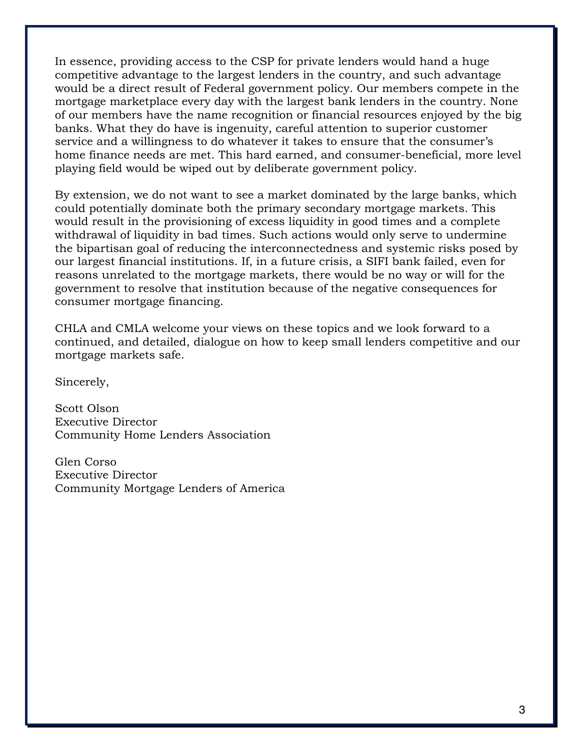In essence, providing access to the CSP for private lenders would hand a huge competitive advantage to the largest lenders in the country, and such advantage would be a direct result of Federal government policy. Our members compete in the mortgage marketplace every day with the largest bank lenders in the country. None of our members have the name recognition or financial resources enjoyed by the big banks. What they do have is ingenuity, careful attention to superior customer service and a willingness to do whatever it takes to ensure that the consumer's home finance needs are met. This hard earned, and consumer-beneficial, more level playing field would be wiped out by deliberate government policy.

By extension, we do not want to see a market dominated by the large banks, which could potentially dominate both the primary secondary mortgage markets. This would result in the provisioning of excess liquidity in good times and a complete withdrawal of liquidity in bad times. Such actions would only serve to undermine the bipartisan goal of reducing the interconnectedness and systemic risks posed by our largest financial institutions. If, in a future crisis, a SIFI bank failed, even for reasons unrelated to the mortgage markets, there would be no way or will for the government to resolve that institution because of the negative consequences for consumer mortgage financing.

CHLA and CMLA welcome your views on these topics and we look forward to a continued, and detailed, dialogue on how to keep small lenders competitive and our mortgage markets safe.

Sincerely,

Scott Olson  
Executive Director  
Community Home Lenders Association

Glen Corso  
Executive Director  
Community Mortgage Lenders of America